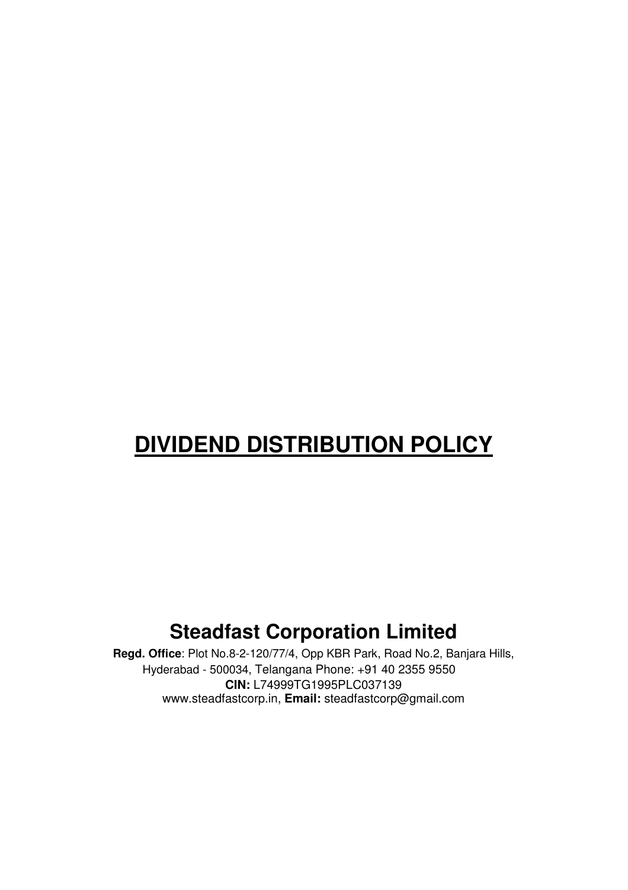# <u>**DIVIDEND DISTRIBUTION POLICY**</u>

## Steadfast Corporation Limited

**Regd. Office**: Plot No.8-2-120/77/4, Opp KBR Park, Road No.2, Banjara Hills, Hyderabad - 500034, Telangana Phone: +91 40 2355 9550

**CIN:** L74999TG1995PLC037139

www.steadfastcorp.in, **Email:** steadfastcorp@gmail.com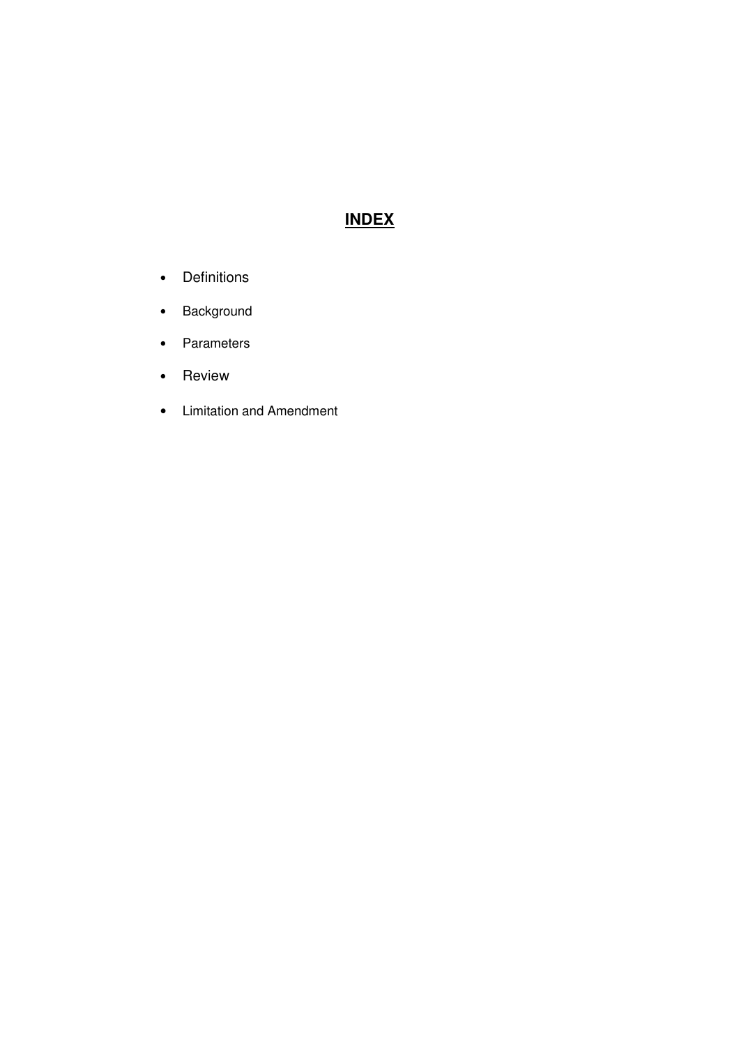# **INDEX**

- Definitions
- Background
- Parameters
- Review
- Limitation and Amendment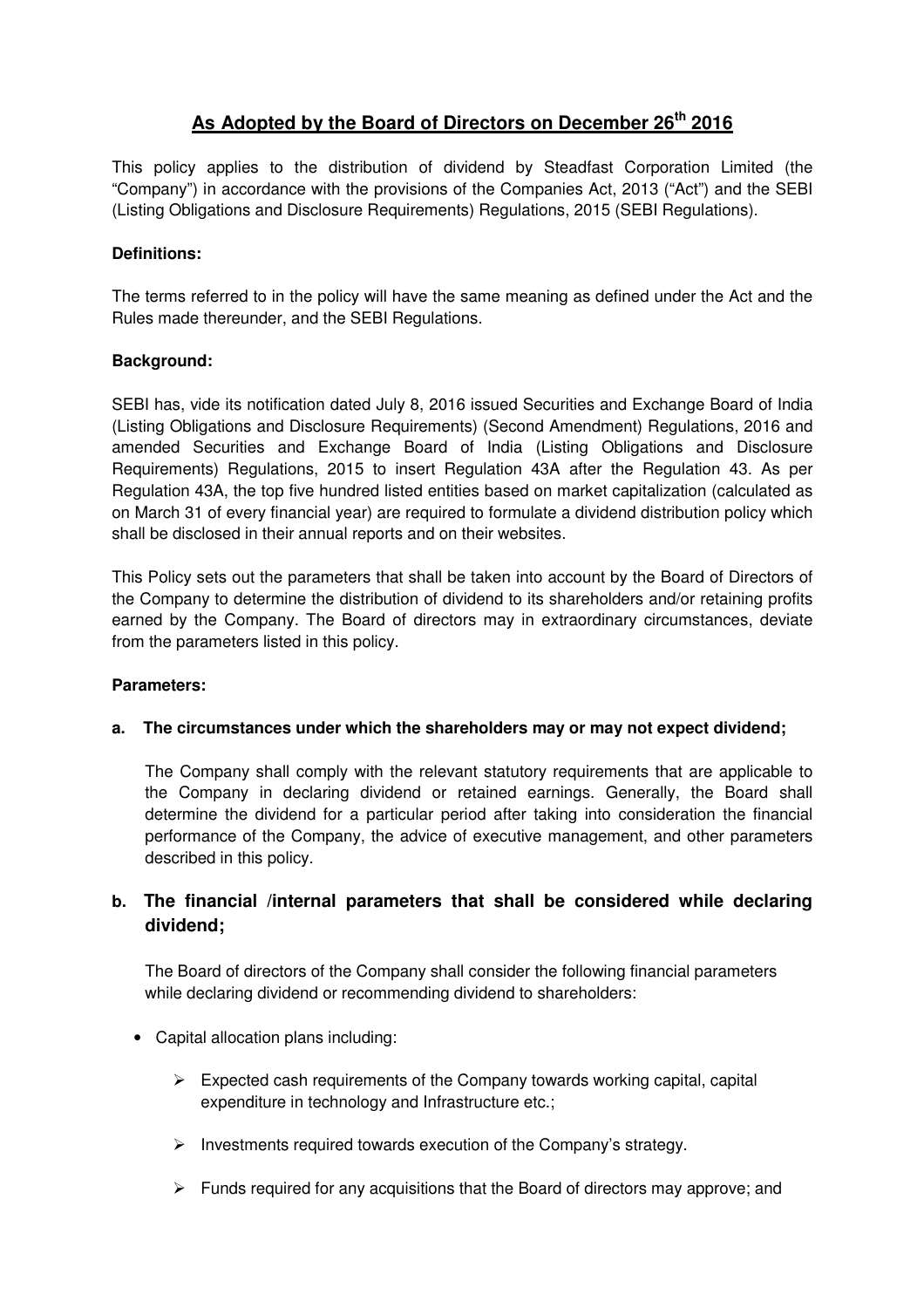## **As Adopted by the Board of Directors on December 26th 2016**

This policy applies to the distribution of dividend by Steadfast Corporation Limited (the "Company") in accordance with the provisions of the Companies Act, 2013 ("Act") and the SEBI (Listing Obligations and Disclosure Requirements) Regulations, 2015 (SEBI Regulations).

**Definitions:**

The terms referred to in the policy will have the same meaning as defined under the Act and the Rules made thereunder, and the SEBI Regulations.

**Background:**

SEBI has, vide its notification dated July 8, 2016 issued Securities and Exchange Board of India (Listing Obligations and Disclosure Requirements) (Second Amendment) Regulations, 2016 and amended Securities and Exchange Board of India (Listing Obligations and Disclosure Requirements) Regulations, 2015 to insert Regulation 43A after the Regulation 43. As per Regulation 43A, the top five hundred listed entities based on market capitalization (calculated as on March 31 of every financial year) are required to formulate a dividend distribution policy which shall be disclosed in their annual reports and on their websites.

This Policy sets out the parameters that shall be taken into account by the Board of Directors of the Company to determine the distribution of dividend to its shareholders and/or retaining profits earned by the Company. The Board of directors may in extraordinary circumstances, deviate from the parameters listed in this policy.

**Parameters:**

**a. The circumstances under which the shareholders may or may not expect dividend;**

The Company shall comply with the relevant statutory requirements that are applicable to the Company in declaring dividend or retained earnings. Generally, the Board shall determine the dividend for a particular period after taking into consideration the financial performance of the Company, the advice of executive management, and other parameters described in this policy.

**b. The financial /internal parameters that shall be considered while declaring dividend;**

The Board of directors of the Company shall consider the following financial parameters while declaring dividend or recommending dividend to shareholders:

- Capital allocation plans including:
  - Expected cash requirements of the Company towards working capital, capital expenditure in technology and Infrastructure etc.;
  - Investments required towards execution of the Company's strategy.
  - Funds required for any acquisitions that the Board of directors may approve; and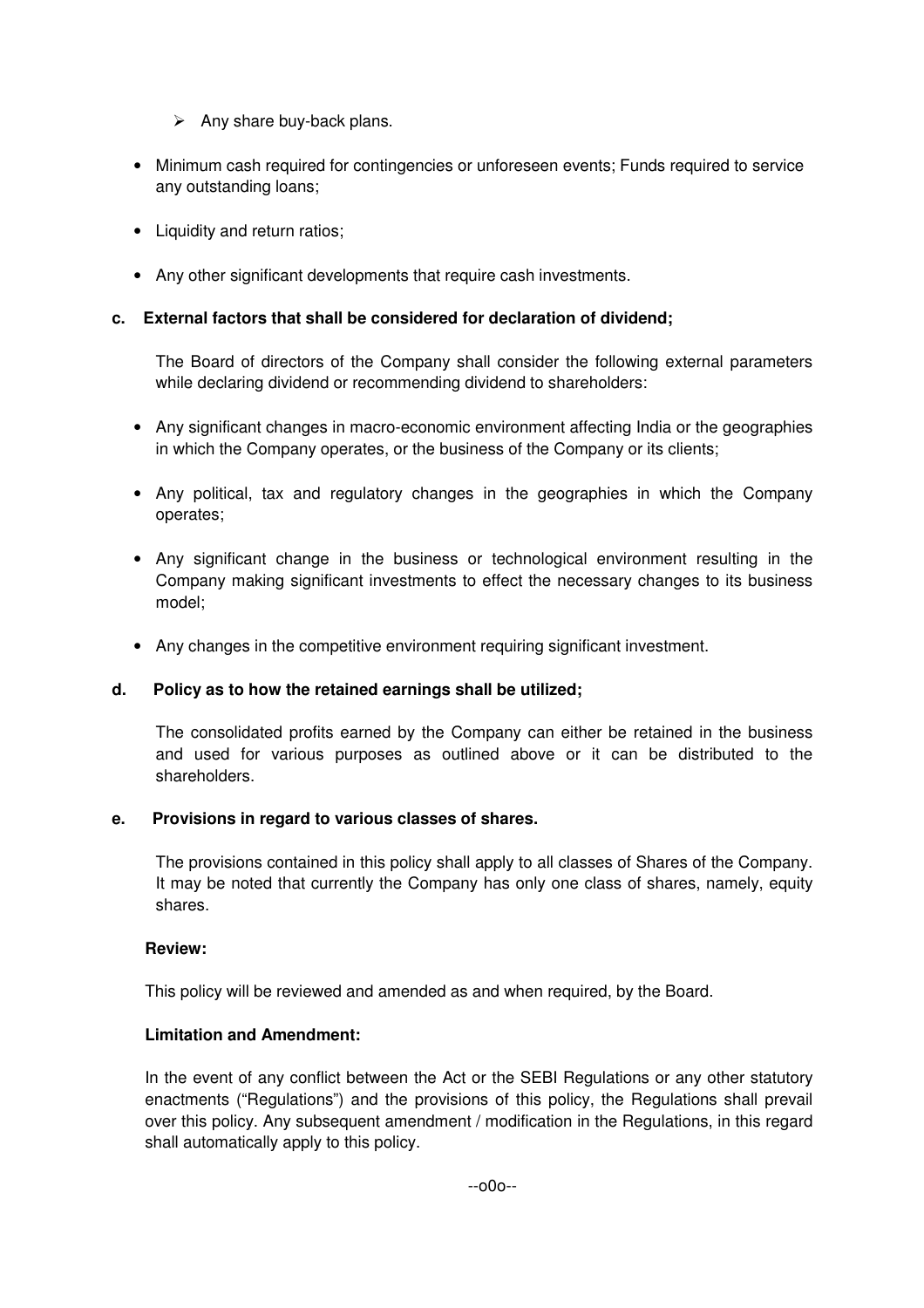- Any share buy-back plans.

- Minimum cash required for contingencies or unforeseen events; Funds required to service any outstanding loans;

- Liquidity and return ratios;

- Any other significant developments that require cash investments.

**c. External factors that shall be considered for declaration of dividend;**

The Board of directors of the Company shall consider the following external parameters while declaring dividend or recommending dividend to shareholders:

- Any significant changes in macro-economic environment affecting India or the geographies in which the Company operates, or the business of the Company or its clients;

- Any political, tax and regulatory changes in the geographies in which the Company operates;

- Any significant change in the business or technological environment resulting in the Company making significant investments to effect the necessary changes to its business model;

- Any changes in the competitive environment requiring significant investment.

**d. Policy as to how the retained earnings shall be utilized;**

The consolidated profits earned by the Company can either be retained in the business and used for various purposes as outlined above or it can be distributed to the shareholders.

**e. Provisions in regard to various classes of shares.**

The provisions contained in this policy shall apply to all classes of Shares of the Company. It may be noted that currently the Company has only one class of shares, namely, equity shares.

**Review:**

This policy will be reviewed and amended as and when required, by the Board.

**Limitation and Amendment:**

In the event of any conflict between the Act or the SEBI Regulations or any other statutory enactments ("Regulations") and the provisions of this policy, the Regulations shall prevail over this policy. Any subsequent amendment / modification in the Regulations, in this regard shall automatically apply to this policy.

--o0o--